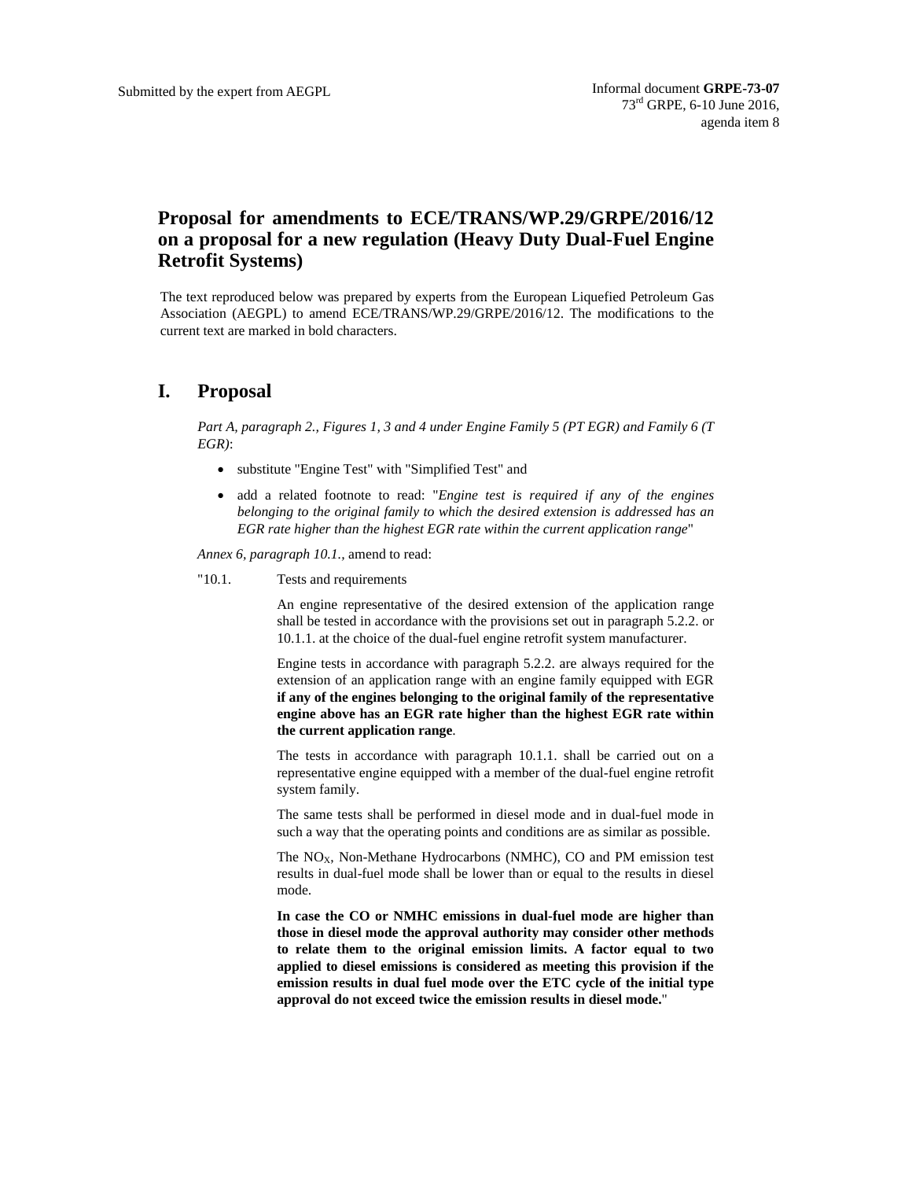Submitted by the expert from AEGPL

Informal document **GRPE-73-07**
73rd GRPE, 6-10 June 2016,
agenda item 8

# Proposal for amendments to ECE/TRANS/WP.29/GRPE/2016/12 on a proposal for a new regulation (Heavy Duty Dual-Fuel Engine Retrofit Systems)

The text reproduced below was prepared by experts from the European Liquefied Petroleum Gas Association (AEGPL) to amend ECE/TRANS/WP.29/GRPE/2016/12. The modifications to the current text are marked in bold characters.

## I. Proposal

*Part A, paragraph 2., Figures 1, 3 and 4 under Engine Family 5 (PT EGR) and Family 6 (T EGR)*:

- substitute "Engine Test" with "Simplified Test" and
- add a related footnote to read: "*Engine test is required if any of the engines belonging to the original family to which the desired extension is addressed has an EGR rate higher than the highest EGR rate within the current application range*"

*Annex 6, paragraph 10.1.*, amend to read:

"10.1. Tests and requirements

An engine representative of the desired extension of the application range shall be tested in accordance with the provisions set out in paragraph 5.2.2. or 10.1.1. at the choice of the dual-fuel engine retrofit system manufacturer.

Engine tests in accordance with paragraph 5.2.2. are always required for the extension of an application range with an engine family equipped with EGR **if any of the engines belonging to the original family of the representative engine above has an EGR rate higher than the highest EGR rate within the current application range**.

The tests in accordance with paragraph 10.1.1. shall be carried out on a representative engine equipped with a member of the dual-fuel engine retrofit system family.

The same tests shall be performed in diesel mode and in dual-fuel mode in such a way that the operating points and conditions are as similar as possible.

The $NO_X$, Non-Methane Hydrocarbons (NMHC), CO and PM emission test results in dual-fuel mode shall be lower than or equal to the results in diesel mode.

**In case the CO or NMHC emissions in dual-fuel mode are higher than those in diesel mode the approval authority may consider other methods to relate them to the original emission limits. A factor equal to two applied to diesel emissions is considered as meeting this provision if the emission results in dual fuel mode over the ETC cycle of the initial type approval do not exceed twice the emission results in diesel mode.**"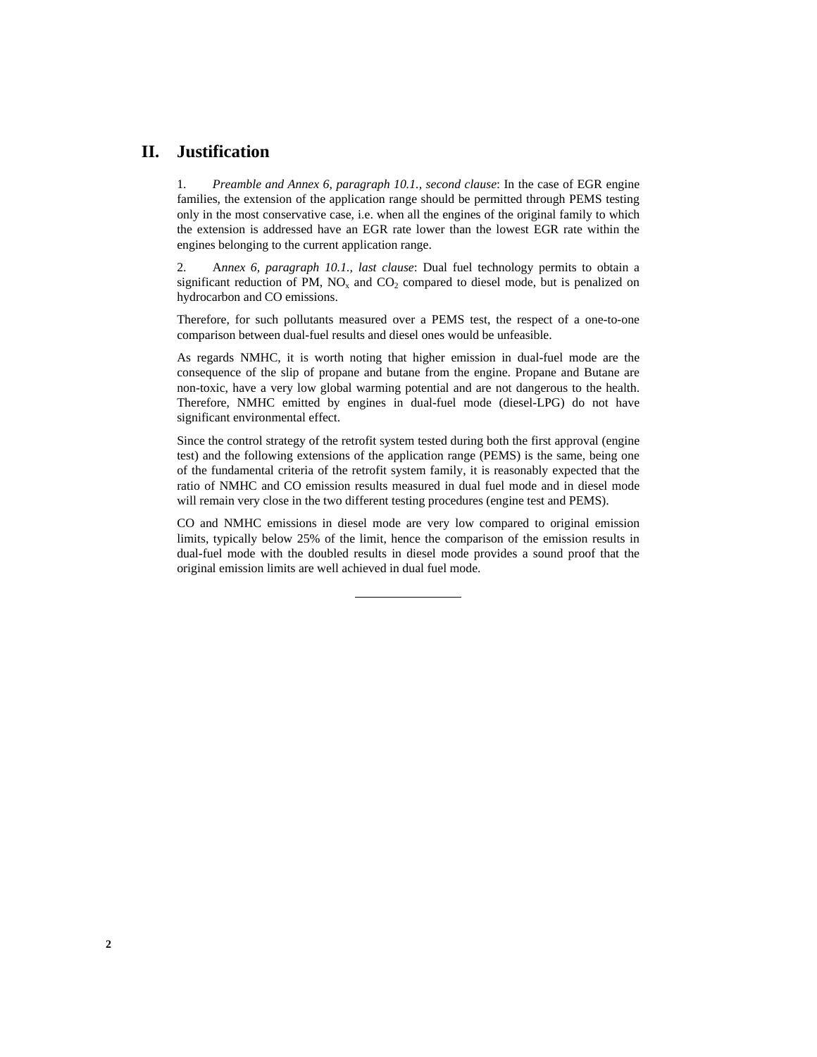# II. Justification

1. *Preamble and Annex 6, paragraph 10.1., second clause*: In the case of EGR engine families, the extension of the application range should be permitted through PEMS testing only in the most conservative case, i.e. when all the engines of the original family to which the extension is addressed have an EGR rate lower than the lowest EGR rate within the engines belonging to the current application range.

2. A*nnex 6, paragraph 10.1., last clause*: Dual fuel technology permits to obtain a significant reduction of PM, $NO_x$ and $CO_2$ compared to diesel mode, but is penalized on hydrocarbon and CO emissions.

Therefore, for such pollutants measured over a PEMS test, the respect of a one-to-one comparison between dual-fuel results and diesel ones would be unfeasible.

As regards NMHC, it is worth noting that higher emission in dual-fuel mode are the consequence of the slip of propane and butane from the engine. Propane and Butane are non-toxic, have a very low global warming potential and are not dangerous to the health. Therefore, NMHC emitted by engines in dual-fuel mode (diesel-LPG) do not have significant environmental effect.

Since the control strategy of the retrofit system tested during both the first approval (engine test) and the following extensions of the application range (PEMS) is the same, being one of the fundamental criteria of the retrofit system family, it is reasonably expected that the ratio of NMHC and CO emission results measured in dual fuel mode and in diesel mode will remain very close in the two different testing procedures (engine test and PEMS).

CO and NMHC emissions in diesel mode are very low compared to original emission limits, typically below 25% of the limit, hence the comparison of the emission results in dual-fuel mode with the doubled results in diesel mode provides a sound proof that the original emission limits are well achieved in dual fuel mode.